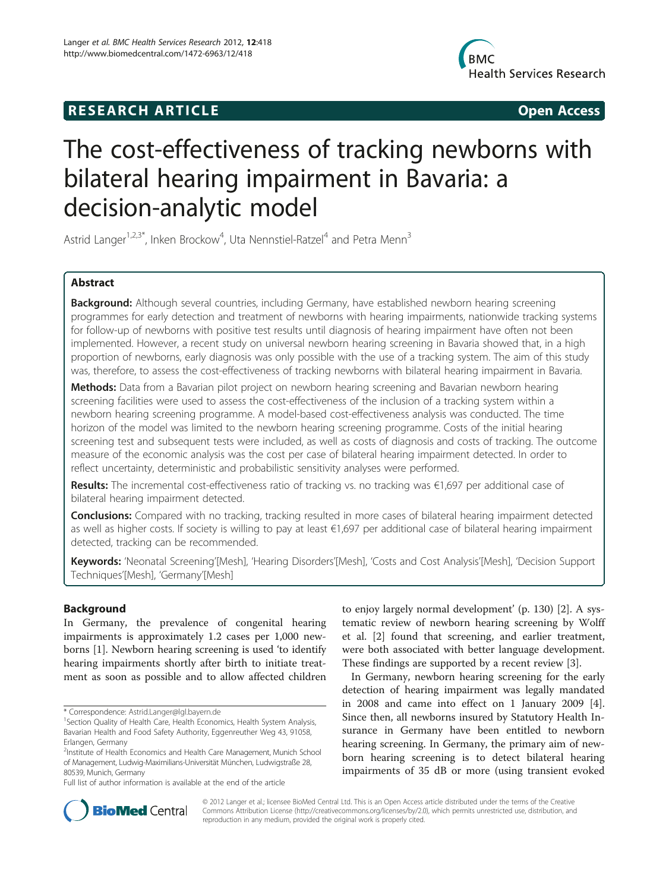**RESEARCH ARTICLE** **Open Access**

# The cost-effectiveness of tracking newborns with bilateral hearing impairment in Bavaria: a decision-analytic model

Astrid Langer[1,2,3*], Inken Brockow[4], Uta Nennstiel-Ratzel[4] and Petra Menn[3]

## Abstract

**Background:** Although several countries, including Germany, have established newborn hearing screening programmes for early detection and treatment of newborns with hearing impairments, nationwide tracking systems for follow-up of newborns with positive test results until diagnosis of hearing impairment have often not been implemented. However, a recent study on universal newborn hearing screening in Bavaria showed that, in a high proportion of newborns, early diagnosis was only possible with the use of a tracking system. The aim of this study was, therefore, to assess the cost-effectiveness of tracking newborns with bilateral hearing impairment in Bavaria.

**Methods:** Data from a Bavarian pilot project on newborn hearing screening and Bavarian newborn hearing screening facilities were used to assess the cost-effectiveness of the inclusion of a tracking system within a newborn hearing screening programme. A model-based cost-effectiveness analysis was conducted. The time horizon of the model was limited to the newborn hearing screening programme. Costs of the initial hearing screening test and subsequent tests were included, as well as costs of diagnosis and costs of tracking. The outcome measure of the economic analysis was the cost per case of bilateral hearing impairment detected. In order to reflect uncertainty, deterministic and probabilistic sensitivity analyses were performed.

**Results:** The incremental cost-effectiveness ratio of tracking vs. no tracking was €1,697 per additional case of bilateral hearing impairment detected.

**Conclusions:** Compared with no tracking, tracking resulted in more cases of bilateral hearing impairment detected as well as higher costs. If society is willing to pay at least €1,697 per additional case of bilateral hearing impairment detected, tracking can be recommended.

**Keywords:** 'Neonatal Screening'[Mesh], 'Hearing Disorders'[Mesh], 'Costs and Cost Analysis'[Mesh], 'Decision Support Techniques'[Mesh], 'Germany'[Mesh]

## Background

In Germany, the prevalence of congenital hearing impairments is approximately 1.2 cases per 1,000 newborns [1]. Newborn hearing screening is used 'to identify hearing impairments shortly after birth to initiate treatment as soon as possible and to allow affected children to enjoy largely normal development' (p. 130) [2]. A systematic review of newborn hearing screening by Wolff et al. [2] found that screening, and earlier treatment, were both associated with better language development. These findings are supported by a recent review [3].

In Germany, newborn hearing screening for the early detection of hearing impairment was legally mandated in 2008 and came into effect on 1 January 2009 [4]. Since then, all newborns insured by Statutory Health Insurance in Germany have been entitled to newborn hearing screening. In Germany, the primary aim of newborn hearing screening is to detect bilateral hearing impairments of 35 dB or more (using transient evoked

\* Correspondence: Astrid.Langer@lgl.bayern.de
[1]Section Quality of Health Care, Health Economics, Health System Analysis, Bavarian Health and Food Safety Authority, Eggenreuther Weg 43, 91058, Erlangen, Germany
[2]Institute of Health Economics and Health Care Management, Munich School of Management, Ludwig-Maximilians-Universität München, Ludwigstraße 28, 80539, Munich, Germany
Full list of author information is available at the end of the article

© 2012 Langer et al.; licensee BioMed Central Ltd. This is an Open Access article distributed under the terms of the Creative Commons Attribution License (http://creativecommons.org/licenses/by/2.0), which permits unrestricted use, distribution, and reproduction in any medium, provided the original work is properly cited.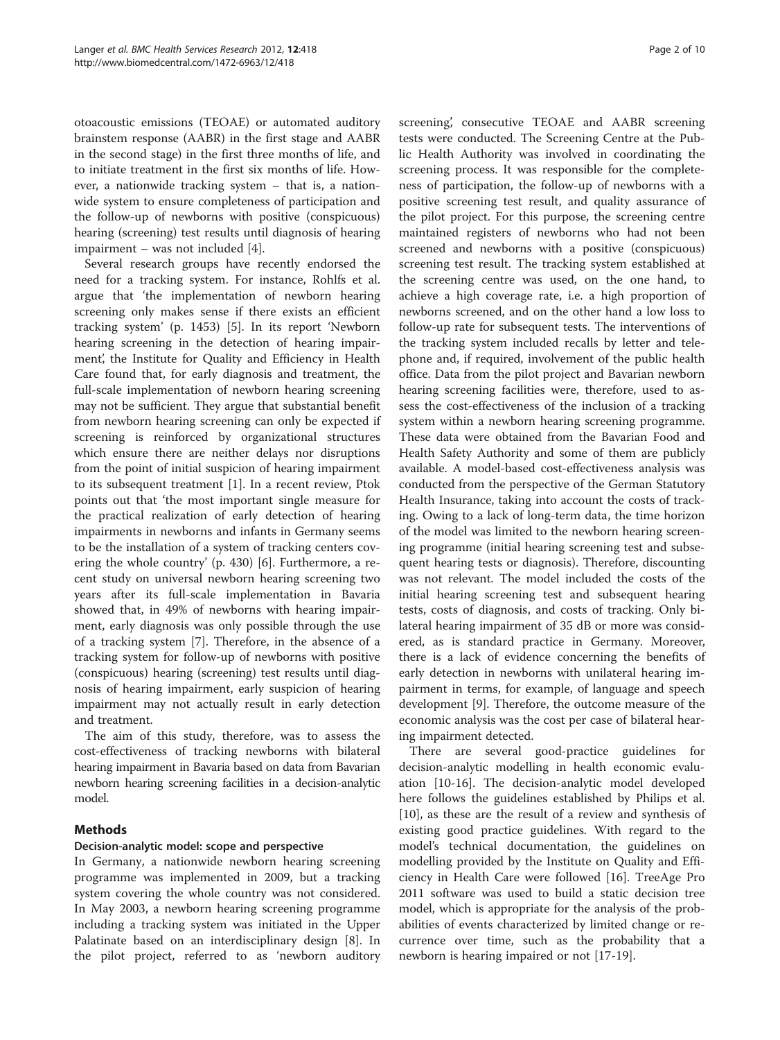otoacoustic emissions (TEOAE) or automated auditory brainstem response (AABR) in the first stage and AABR in the second stage) in the first three months of life, and to initiate treatment in the first six months of life. However, a nationwide tracking system – that is, a nationwide system to ensure completeness of participation and the follow-up of newborns with positive (conspicuous) hearing (screening) test results until diagnosis of hearing impairment – was not included [4].

Several research groups have recently endorsed the need for a tracking system. For instance, Rohlfs et al. argue that 'the implementation of newborn hearing screening only makes sense if there exists an efficient tracking system' (p. 1453) [5]. In its report 'Newborn hearing screening in the detection of hearing impairment', the Institute for Quality and Efficiency in Health Care found that, for early diagnosis and treatment, the full-scale implementation of newborn hearing screening may not be sufficient. They argue that substantial benefit from newborn hearing screening can only be expected if screening is reinforced by organizational structures which ensure there are neither delays nor disruptions from the point of initial suspicion of hearing impairment to its subsequent treatment [1]. In a recent review, Ptok points out that 'the most important single measure for the practical realization of early detection of hearing impairments in newborns and infants in Germany seems to be the installation of a system of tracking centers covering the whole country' (p. 430) [6]. Furthermore, a recent study on universal newborn hearing screening two years after its full-scale implementation in Bavaria showed that, in 49% of newborns with hearing impairment, early diagnosis was only possible through the use of a tracking system [7]. Therefore, in the absence of a tracking system for follow-up of newborns with positive (conspicuous) hearing (screening) test results until diagnosis of hearing impairment, early suspicion of hearing impairment may not actually result in early detection and treatment.

The aim of this study, therefore, was to assess the cost-effectiveness of tracking newborns with bilateral hearing impairment in Bavaria based on data from Bavarian newborn hearing screening facilities in a decision-analytic model.

## Methods

### Decision-analytic model: scope and perspective

In Germany, a nationwide newborn hearing screening programme was implemented in 2009, but a tracking system covering the whole country was not considered. In May 2003, a newborn hearing screening programme including a tracking system was initiated in the Upper Palatinate based on an interdisciplinary design [8]. In the pilot project, referred to as 'newborn auditory screening', consecutive TEOAE and AABR screening tests were conducted. The Screening Centre at the Public Health Authority was involved in coordinating the screening process. It was responsible for the completeness of participation, the follow-up of newborns with a positive screening test result, and quality assurance of the pilot project. For this purpose, the screening centre maintained registers of newborns who had not been screened and newborns with a positive (conspicuous) screening test result. The tracking system established at the screening centre was used, on the one hand, to achieve a high coverage rate, i.e. a high proportion of newborns screened, and on the other hand a low loss to follow-up rate for subsequent tests. The interventions of the tracking system included recalls by letter and telephone and, if required, involvement of the public health office. Data from the pilot project and Bavarian newborn hearing screening facilities were, therefore, used to assess the cost-effectiveness of the inclusion of a tracking system within a newborn hearing screening programme. These data were obtained from the Bavarian Food and Health Safety Authority and some of them are publicly available. A model-based cost-effectiveness analysis was conducted from the perspective of the German Statutory Health Insurance, taking into account the costs of tracking. Owing to a lack of long-term data, the time horizon of the model was limited to the newborn hearing screening programme (initial hearing screening test and subsequent hearing tests or diagnosis). Therefore, discounting was not relevant. The model included the costs of the initial hearing screening test and subsequent hearing tests, costs of diagnosis, and costs of tracking. Only bilateral hearing impairment of 35 dB or more was considered, as is standard practice in Germany. Moreover, there is a lack of evidence concerning the benefits of early detection in newborns with unilateral hearing impairment in terms, for example, of language and speech development [9]. Therefore, the outcome measure of the economic analysis was the cost per case of bilateral hearing impairment detected.

There are several good-practice guidelines for decision-analytic modelling in health economic evaluation [10-16]. The decision-analytic model developed here follows the guidelines established by Philips et al. [10], as these are the result of a review and synthesis of existing good practice guidelines. With regard to the model's technical documentation, the guidelines on modelling provided by the Institute on Quality and Efficiency in Health Care were followed [16]. TreeAge Pro 2011 software was used to build a static decision tree model, which is appropriate for the analysis of the probabilities of events characterized by limited change or recurrence over time, such as the probability that a newborn is hearing impaired or not [17-19].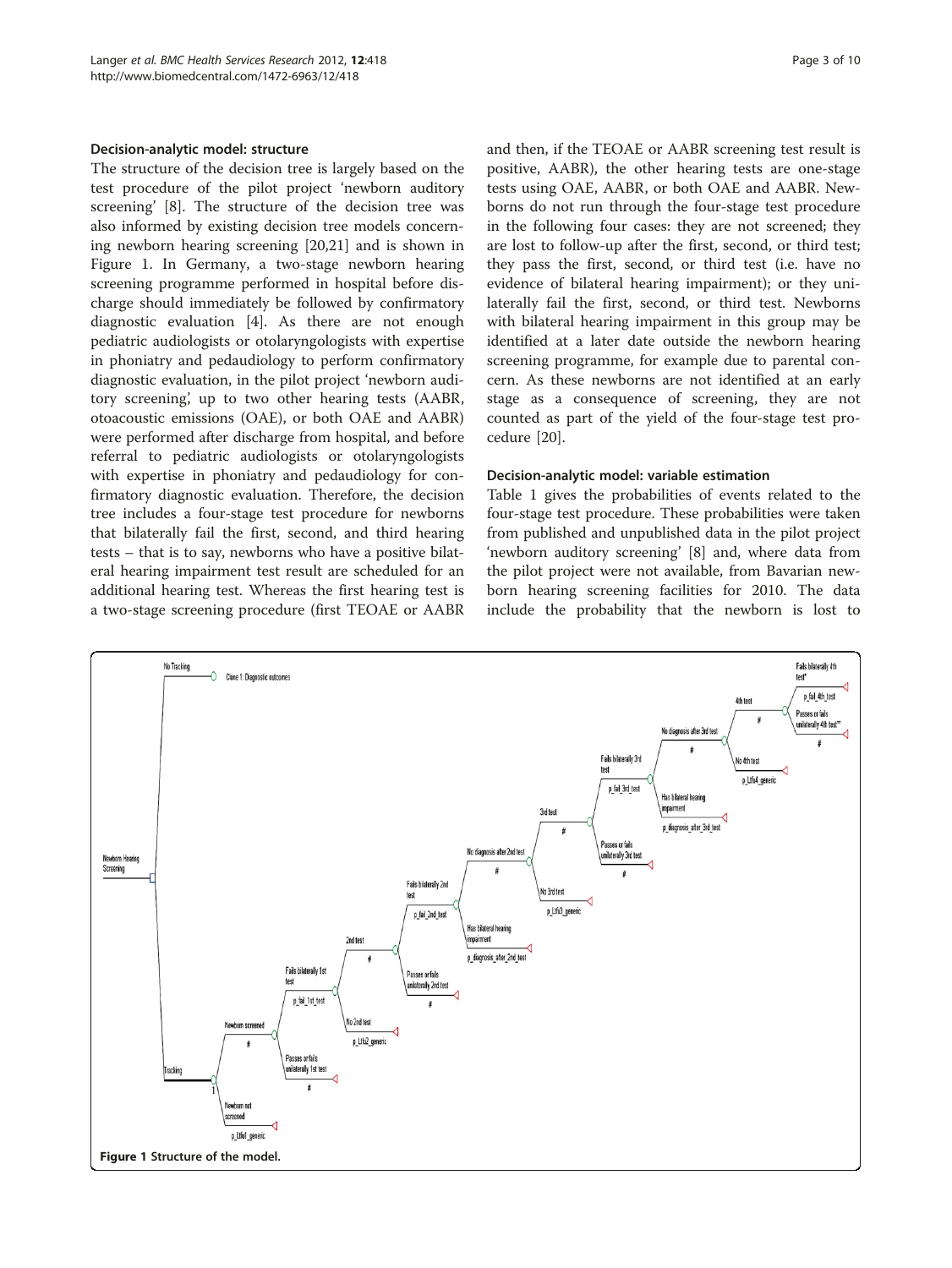### Decision-analytic model: structure

The structure of the decision tree is largely based on the test procedure of the pilot project 'newborn auditory screening' [8]. The structure of the decision tree was also informed by existing decision tree models concerning newborn hearing screening [20,21] and is shown in Figure 1. In Germany, a two-stage newborn hearing screening programme performed in hospital before discharge should immediately be followed by confirmatory diagnostic evaluation [4]. As there are not enough pediatric audiologists or otolaryngologists with expertise in phoniatry and pedaudiology to perform confirmatory diagnostic evaluation, in the pilot project 'newborn auditory screening', up to two other hearing tests (AABR, otoacoustic emissions (OAE), or both OAE and AABR) were performed after discharge from hospital, and before referral to pediatric audiologists or otolaryngologists with expertise in phoniatry and pedaudiology for confirmatory diagnostic evaluation. Therefore, the decision tree includes a four-stage test procedure for newborns that bilaterally fail the first, second, and third hearing tests – that is to say, newborns who have a positive bilateral hearing impairment test result are scheduled for an additional hearing test. Whereas the first hearing test is a two-stage screening procedure (first TEOAE or AABR and then, if the TEOAE or AABR screening test result is positive, AABR), the other hearing tests are one-stage tests using OAE, AABR, or both OAE and AABR. Newborns do not run through the four-stage test procedure in the following four cases: they are not screened; they are lost to follow-up after the first, second, or third test; they pass the first, second, or third test (i.e. have no evidence of bilateral hearing impairment); or they unilaterally fail the first, second, or third test. Newborns with bilateral hearing impairment in this group may be identified at a later date outside the newborn hearing screening programme, for example due to parental concern. As these newborns are not identified at an early stage as a consequence of screening, they are not counted as part of the yield of the four-stage test procedure [20].

### Decision-analytic model: variable estimation

Table 1 gives the probabilities of events related to the four-stage test procedure. These probabilities were taken from published and unpublished data in the pilot project 'newborn auditory screening' [8] and, where data from the pilot project were not available, from Bavarian newborn hearing screening facilities for 2010. The data include the probability that the newborn is lost to

Figure 1 Structure of the model.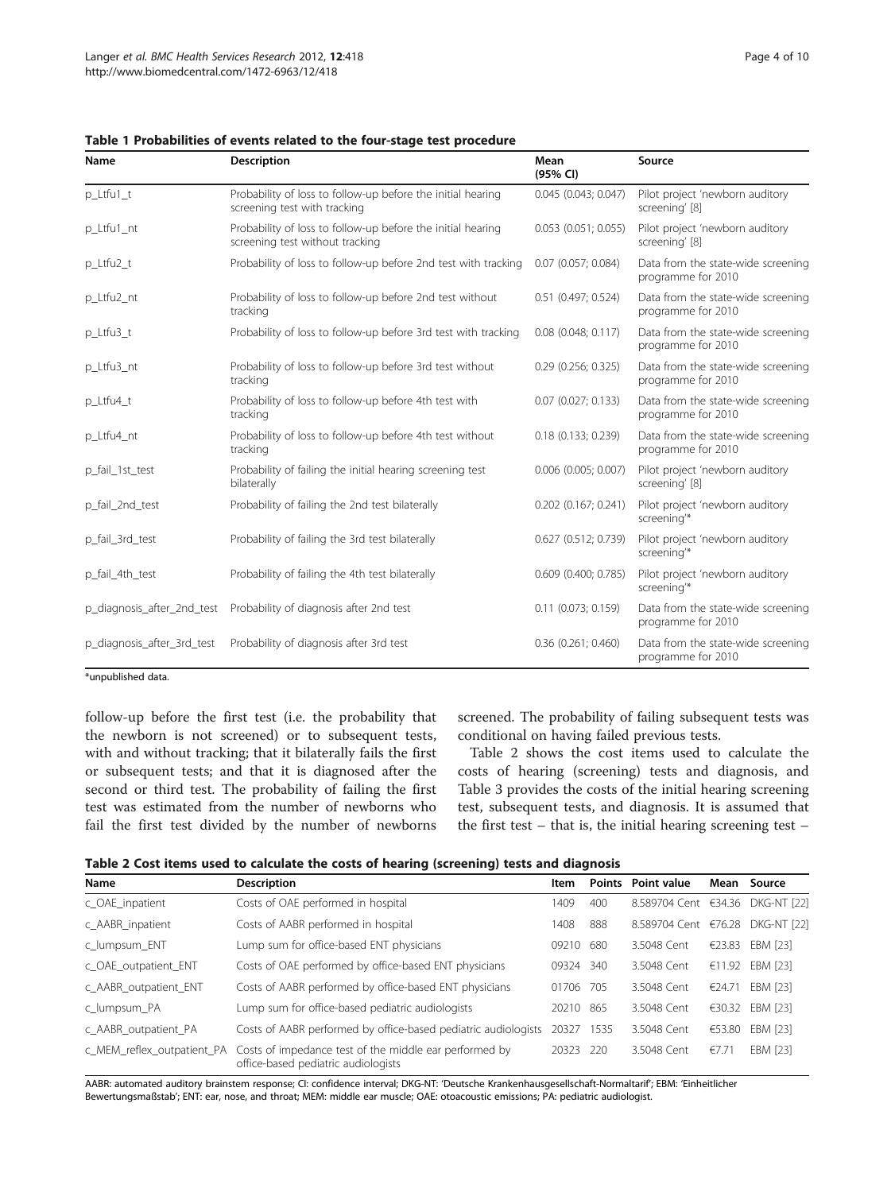**Table 1 Probabilities of events related to the four-stage test procedure**

| Name | Description | Mean (95% CI) | Source |
|---|---|---|---|
| p_Ltfu1_t | Probability of loss to follow-up before the initial hearing screening test with tracking | 0.045 (0.043; 0.047) | Pilot project 'newborn auditory screening' [8] |
| p_Ltfu1_nt | Probability of loss to follow-up before the initial hearing screening test without tracking | 0.053 (0.051; 0.055) | Pilot project 'newborn auditory screening' [8] |
| p_Ltfu2_t | Probability of loss to follow-up before 2nd test with tracking | 0.07 (0.057; 0.084) | Data from the state-wide screening programme for 2010 |
| p_Ltfu2_nt | Probability of loss to follow-up before 2nd test without tracking | 0.51 (0.497; 0.524) | Data from the state-wide screening programme for 2010 |
| p_Ltfu3_t | Probability of loss to follow-up before 3rd test with tracking | 0.08 (0.048; 0.117) | Data from the state-wide screening programme for 2010 |
| p_Ltfu3_nt | Probability of loss to follow-up before 3rd test without tracking | 0.29 (0.256; 0.325) | Data from the state-wide screening programme for 2010 |
| p_Ltfu4_t | Probability of loss to follow-up before 4th test with tracking | 0.07 (0.027; 0.133) | Data from the state-wide screening programme for 2010 |
| p_Ltfu4_nt | Probability of loss to follow-up before 4th test without tracking | 0.18 (0.133; 0.239) | Data from the state-wide screening programme for 2010 |
| p_fail_1st_test | Probability of failing the initial hearing screening test bilaterally | 0.006 (0.005; 0.007) | Pilot project 'newborn auditory screening' [8] |
| p_fail_2nd_test | Probability of failing the 2nd test bilaterally | 0.202 (0.167; 0.241) | Pilot project 'newborn auditory screening'* |
| p_fail_3rd_test | Probability of failing the 3rd test bilaterally | 0.627 (0.512; 0.739) | Pilot project 'newborn auditory screening'* |
| p_fail_4th_test | Probability of failing the 4th test bilaterally | 0.609 (0.400; 0.785) | Pilot project 'newborn auditory screening'* |
| p_diagnosis_after_2nd_test | Probability of diagnosis after 2nd test | 0.11 (0.073; 0.159) | Data from the state-wide screening programme for 2010 |
| p_diagnosis_after_3rd_test | Probability of diagnosis after 3rd test | 0.36 (0.261; 0.460) | Data from the state-wide screening programme for 2010 |

*unpublished data.

follow-up before the first test (i.e. the probability that the newborn is not screened) or to subsequent tests, with and without tracking; that it bilaterally fails the first or subsequent tests; and that it is diagnosed after the second or third test. The probability of failing the first test was estimated from the number of newborns who fail the first test divided by the number of newborns screened. The probability of failing subsequent tests was conditional on having failed previous tests.

Table 2 shows the cost items used to calculate the costs of hearing (screening) tests and diagnosis, and Table 3 provides the costs of the initial hearing screening test, subsequent tests, and diagnosis. It is assumed that the first test – that is, the initial hearing screening test –

**Table 2 Cost items used to calculate the costs of hearing (screening) tests and diagnosis**

| Name | Description | Item | Points | Point value | Mean | Source |
|---|---|---|---|---|---|---|
| c_OAE_inpatient | Costs of OAE performed in hospital | 1409 | 400 | 8.589704 Cent | €34.36 | DKG-NT [22] |
| c_AABR_inpatient | Costs of AABR performed in hospital | 1408 | 888 | 8.589704 Cent | €76.28 | DKG-NT [22] |
| c_lumpsum_ENT | Lump sum for office-based ENT physicians | 09210 | 680 | 3.5048 Cent | €23.83 | EBM [23] |
| c_OAE_outpatient_ENT | Costs of OAE performed by office-based ENT physicians | 09324 | 340 | 3.5048 Cent | €11.92 | EBM [23] |
| c_AABR_outpatient_ENT | Costs of AABR performed by office-based ENT physicians | 01706 | 705 | 3.5048 Cent | €24.71 | EBM [23] |
| c_lumpsum_PA | Lump sum for office-based pediatric audiologists | 20210 | 865 | 3.5048 Cent | €30.32 | EBM [23] |
| c_AABR_outpatient_PA | Costs of AABR performed by office-based pediatric audiologists | 20327 | 1535 | 3.5048 Cent | €53.80 | EBM [23] |
| c_MEM_reflex_outpatient_PA | Costs of impedance test of the middle ear performed by office-based pediatric audiologists | 20323 | 220 | 3.5048 Cent | €7.71 | EBM [23] |

AABR: automated auditory brainstem response; CI: confidence interval; DKG-NT: 'Deutsche Krankenhausgesellschaft-Normaltarif'; EBM: 'Einheitlicher Bewertungsmaßstab'; ENT: ear, nose, and throat; MEM: middle ear muscle; OAE: otoacoustic emissions; PA: pediatric audiologist.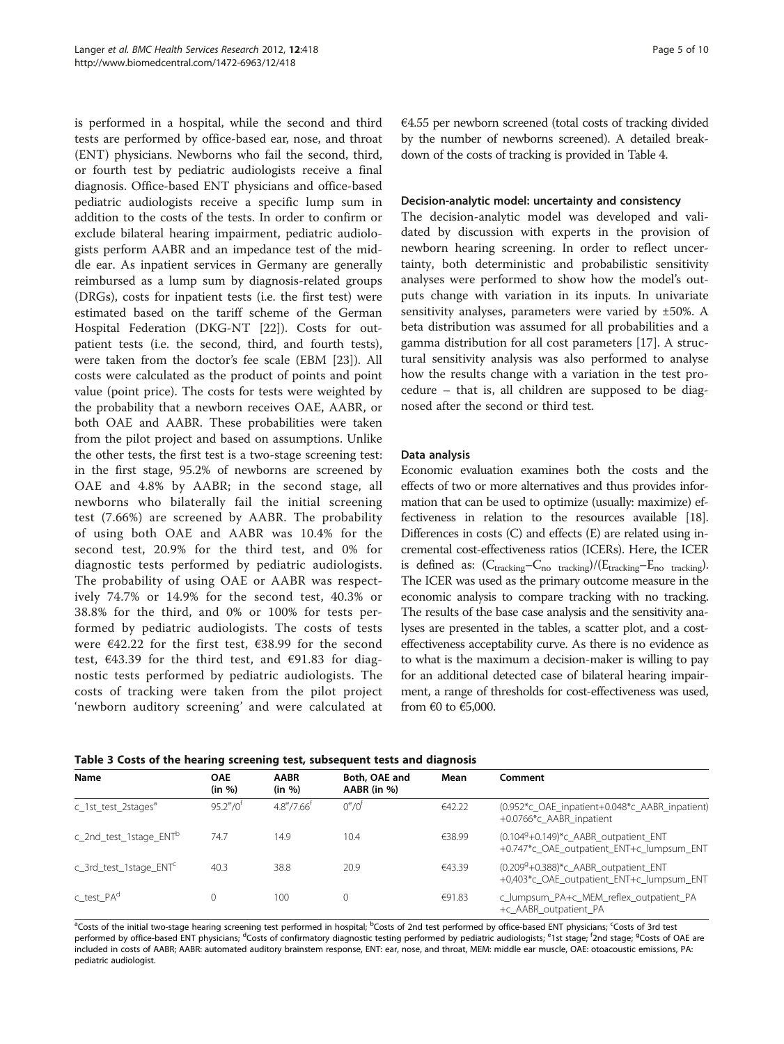is performed in a hospital, while the second and third tests are performed by office-based ear, nose, and throat (ENT) physicians. Newborns who fail the second, third, or fourth test by pediatric audiologists receive a final diagnosis. Office-based ENT physicians and office-based pediatric audiologists receive a specific lump sum in addition to the costs of the tests. In order to confirm or exclude bilateral hearing impairment, pediatric audiologists perform AABR and an impedance test of the middle ear. As inpatient services in Germany are generally reimbursed as a lump sum by diagnosis-related groups (DRGs), costs for inpatient tests (i.e. the first test) were estimated based on the tariff scheme of the German Hospital Federation (DKG-NT [22]). Costs for outpatient tests (i.e. the second, third, and fourth tests), were taken from the doctor's fee scale (EBM [23]). All costs were calculated as the product of points and point value (point price). The costs for tests were weighted by the probability that a newborn receives OAE, AABR, or both OAE and AABR. These probabilities were taken from the pilot project and based on assumptions. Unlike the other tests, the first test is a two-stage screening test: in the first stage, 95.2% of newborns are screened by OAE and 4.8% by AABR; in the second stage, all newborns who bilaterally fail the initial screening test (7.66%) are screened by AABR. The probability of using both OAE and AABR was 10.4% for the second test, 20.9% for the third test, and 0% for diagnostic tests performed by pediatric audiologists. The probability of using OAE or AABR was respectively 74.7% or 14.9% for the second test, 40.3% or 38.8% for the third, and 0% or 100% for tests performed by pediatric audiologists. The costs of tests were €42.22 for the first test, €38.99 for the second test, €43.39 for the third test, and €91.83 for diagnostic tests performed by pediatric audiologists. The costs of tracking were taken from the pilot project 'newborn auditory screening' and were calculated at €4.55 per newborn screened (total costs of tracking divided by the number of newborns screened). A detailed breakdown of the costs of tracking is provided in Table 4.

### Decision-analytic model: uncertainty and consistency

The decision-analytic model was developed and validated by discussion with experts in the provision of newborn hearing screening. In order to reflect uncertainty, both deterministic and probabilistic sensitivity analyses were performed to show how the model's outputs change with variation in its inputs. In univariate sensitivity analyses, parameters were varied by ±50%. A beta distribution was assumed for all probabilities and a gamma distribution for all cost parameters [17]. A structural sensitivity analysis was also performed to analyse how the results change with a variation in the test procedure – that is, all children are supposed to be diagnosed after the second or third test.

### Data analysis

Economic evaluation examines both the costs and the effects of two or more alternatives and thus provides information that can be used to optimize (usually: maximize) effectiveness in relation to the resources available [18]. Differences in costs (C) and effects (E) are related using incremental cost-effectiveness ratios (ICERs). Here, the ICER is defined as: $(C_{tracking}-C_{no\ tracking})/(E_{tracking}-E_{no\ tracking})$. The ICER was used as the primary outcome measure in the economic analysis to compare tracking with no tracking. The results of the base case analysis and the sensitivity analyses are presented in the tables, a scatter plot, and a cost-effectiveness acceptability curve. As there is no evidence as to what is the maximum a decision-maker is willing to pay for an additional detected case of bilateral hearing impairment, a range of thresholds for cost-effectiveness was used, from €0 to €5,000.

**Table 3 Costs of the hearing screening test, subsequent tests and diagnosis**

| Name | OAE (in %) | AABR (in %) | Both, OAE and AABR (in %) | Mean | Comment |
|---|---|---|---|---|---|
| c_1st_test_2stages[a] | 95.2[e]/0[f] | 4.8[e]/7.66[f] | 0[e]/0[f] | €42.22 | (0.952*c_OAE_inpatient+0.048*c_AABR_inpatient) +0.0766*c_AABR_inpatient |
| c_2nd_test_1stage_ENT[b] | 74.7 | 14.9 | 10.4 | €38.99 | (0.104[g]+0.149)*c_AABR_outpatient_ENT +0.747*c_OAE_outpatient_ENT+c_lumpsum_ENT |
| c_3rd_test_1stage_ENT[c] | 40.3 | 38.8 | 20.9 | €43.39 | (0.209[g]+0.388)*c_AABR_outpatient_ENT +0,403*c_OAE_outpatient_ENT+c_lumpsum_ENT |
| c_test_PA[d] | 0 | 100 | 0 | €91.83 | c_lumpsum_PA+c_MEM_reflex_outpatient_PA +c_AABR_outpatient_PA |

[a]Costs of the initial two-stage hearing screening test performed in hospital; [b]Costs of 2nd test performed by office-based ENT physicians; [c]Costs of 3rd test performed by office-based ENT physicians; [d]Costs of confirmatory diagnostic testing performed by pediatric audiologists; [e]1st stage; [f]2nd stage; [g]Costs of OAE are included in costs of AABR; AABR: automated auditory brainstem response, ENT: ear, nose, and throat, MEM: middle ear muscle, OAE: otoacoustic emissions, PA: pediatric audiologist.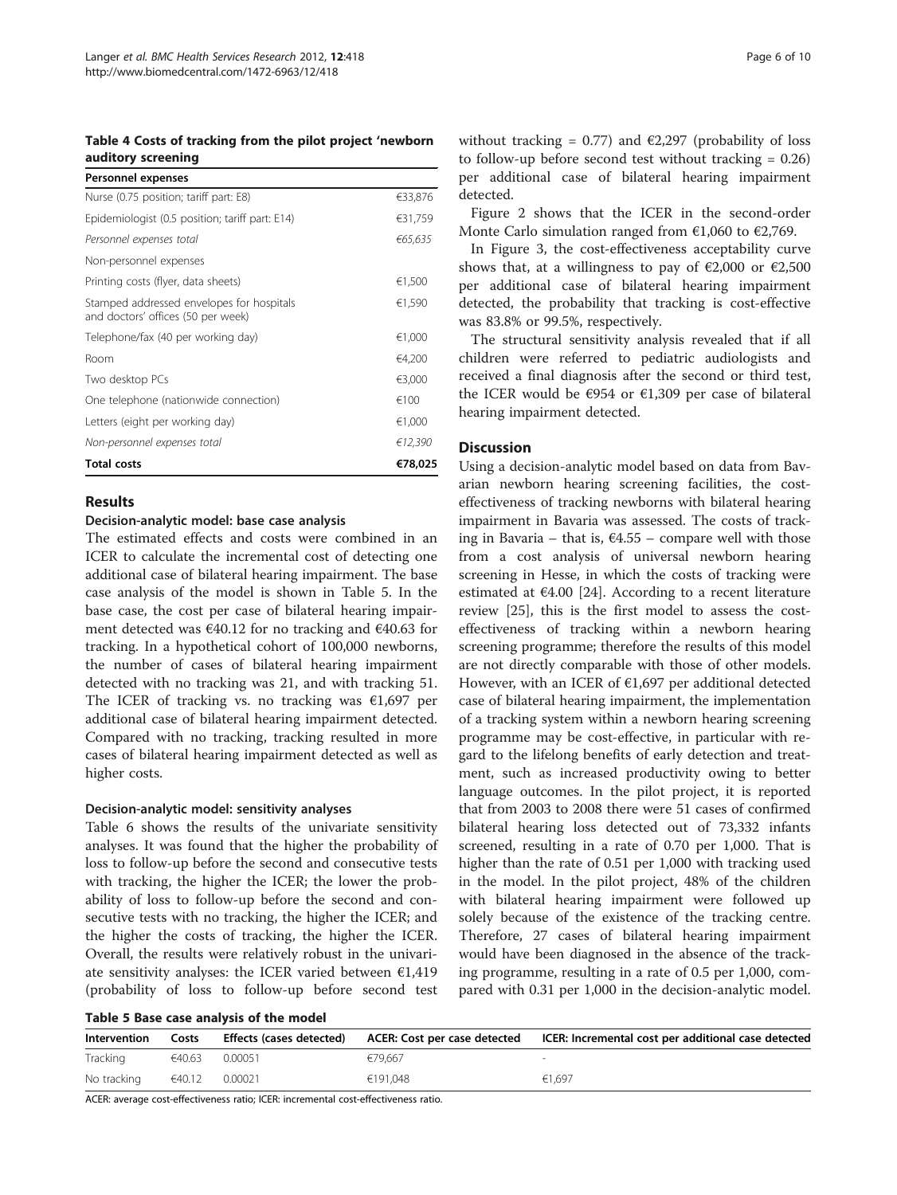**Table 4 Costs of tracking from the pilot project 'newborn auditory screening**

| Personnel expenses | |
|---|---|
| Nurse (0.75 position; tariff part: E8) | €33,876 |
| Epidemiologist (0.5 position; tariff part: E14) | €31,759 |
| *Personnel expenses total* | *€65,635* |
| Non-personnel expenses | |
| Printing costs (flyer, data sheets) | €1,500 |
| Stamped addressed envelopes for hospitals and doctors' offices (50 per week) | €1,590 |
| Telephone/fax (40 per working day) | €1,000 |
| Room | €4,200 |
| Two desktop PCs | €3,000 |
| One telephone (nationwide connection) | €100 |
| Letters (eight per working day) | €1,000 |
| *Non-personnel expenses total* | *€12,390* |
| **Total costs** | **€78,025** |

## Results

### Decision-analytic model: base case analysis

The estimated effects and costs were combined in an ICER to calculate the incremental cost of detecting one additional case of bilateral hearing impairment. The base case analysis of the model is shown in Table 5. In the base case, the cost per case of bilateral hearing impairment detected was €40.12 for no tracking and €40.63 for tracking. In a hypothetical cohort of 100,000 newborns, the number of cases of bilateral hearing impairment detected with no tracking was 21, and with tracking 51. The ICER of tracking vs. no tracking was €1,697 per additional case of bilateral hearing impairment detected. Compared with no tracking, tracking resulted in more cases of bilateral hearing impairment detected as well as higher costs.

### Decision-analytic model: sensitivity analyses

Table 6 shows the results of the univariate sensitivity analyses. It was found that the higher the probability of loss to follow-up before the second and consecutive tests with tracking, the higher the ICER; the lower the probability of loss to follow-up before the second and consecutive tests with no tracking, the higher the ICER; and the higher the costs of tracking, the higher the ICER. Overall, the results were relatively robust in the univariate sensitivity analyses: the ICER varied between €1,419 (probability of loss to follow-up before second test without tracking = 0.77) and €2,297 (probability of loss to follow-up before second test without tracking = 0.26) per additional case of bilateral hearing impairment detected.

Figure 2 shows that the ICER in the second-order Monte Carlo simulation ranged from €1,060 to €2,769.

In Figure 3, the cost-effectiveness acceptability curve shows that, at a willingness to pay of €2,000 or €2,500 per additional case of bilateral hearing impairment detected, the probability that tracking is cost-effective was 83.8% or 99.5%, respectively.

The structural sensitivity analysis revealed that if all children were referred to pediatric audiologists and received a final diagnosis after the second or third test, the ICER would be €954 or €1,309 per case of bilateral hearing impairment detected.

## Discussion

Using a decision-analytic model based on data from Bavarian newborn hearing screening facilities, the cost-effectiveness of tracking newborns with bilateral hearing impairment in Bavaria was assessed. The costs of tracking in Bavaria – that is, €4.55 – compare well with those from a cost analysis of universal newborn hearing screening in Hesse, in which the costs of tracking were estimated at €4.00 [24]. According to a recent literature review [25], this is the first model to assess the cost-effectiveness of tracking within a newborn hearing screening programme; therefore the results of this model are not directly comparable with those of other models. However, with an ICER of €1,697 per additional detected case of bilateral hearing impairment, the implementation of a tracking system within a newborn hearing screening programme may be cost-effective, in particular with regard to the lifelong benefits of early detection and treatment, such as increased productivity owing to better language outcomes. In the pilot project, it is reported that from 2003 to 2008 there were 51 cases of confirmed bilateral hearing loss detected out of 73,332 infants screened, resulting in a rate of 0.70 per 1,000. That is higher than the rate of 0.51 per 1,000 with tracking used in the model. In the pilot project, 48% of the children with bilateral hearing impairment were followed up solely because of the existence of the tracking centre. Therefore, 27 cases of bilateral hearing impairment would have been diagnosed in the absence of the tracking programme, resulting in a rate of 0.5 per 1,000, compared with 0.31 per 1,000 in the decision-analytic model.

**Table 5 Base case analysis of the model**

| Intervention | Costs | Effects (cases detected) | ACER: Cost per case detected | ICER: Incremental cost per additional case detected |
|---|---|---|---|---|
| Tracking | €40.63 | 0.00051 | €79,667 | - |
| No tracking | €40.12 | 0.00021 | €191,048 | €1,697 |

ACER: average cost-effectiveness ratio; ICER: incremental cost-effectiveness ratio.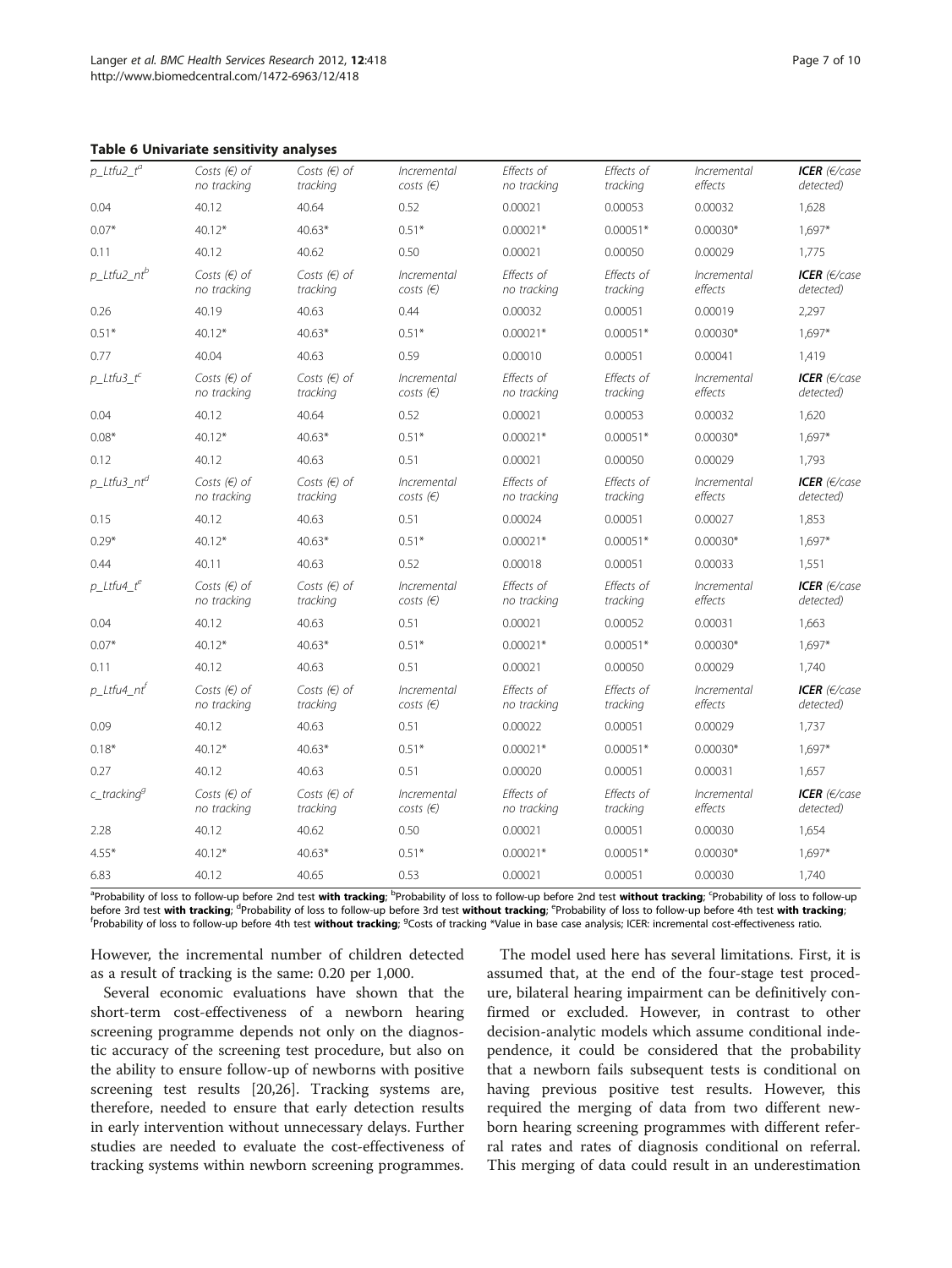**Table 6 Univariate sensitivity analyses**

| *p_Ltfu2_t*[a] | *Costs (€) of no tracking* | *Costs (€) of tracking* | *Incremental costs (€)* | *Effects of no tracking* | *Effects of tracking* | *Incremental effects* | ***ICER** (€/case detected)* |
|---|---|---|---|---|---|---|---|
| 0.04 | 40.12 | 40.64 | 0.52 | 0.00021 | 0.00053 | 0.00032 | 1,628 |
| 0.07* | 40.12* | 40.63* | 0.51* | 0.00021* | 0.00051* | 0.00030* | 1,697* |
| 0.11 | 40.12 | 40.62 | 0.50 | 0.00021 | 0.00050 | 0.00029 | 1,775 |
| *p_Ltfu2_nt*[b] | *Costs (€) of no tracking* | *Costs (€) of tracking* | *Incremental costs (€)* | *Effects of no tracking* | *Effects of tracking* | *Incremental effects* | ***ICER** (€/case detected)* |
| 0.26 | 40.19 | 40.63 | 0.44 | 0.00032 | 0.00051 | 0.00019 | 2,297 |
| 0.51* | 40.12* | 40.63* | 0.51* | 0.00021* | 0.00051* | 0.00030* | 1,697* |
| 0.77 | 40.04 | 40.63 | 0.59 | 0.00010 | 0.00051 | 0.00041 | 1,419 |
| *p_Ltfu3_t*[c] | *Costs (€) of no tracking* | *Costs (€) of tracking* | *Incremental costs (€)* | *Effects of no tracking* | *Effects of tracking* | *Incremental effects* | ***ICER** (€/case detected)* |
| 0.04 | 40.12 | 40.64 | 0.52 | 0.00021 | 0.00053 | 0.00032 | 1,620 |
| 0.08* | 40.12* | 40.63* | 0.51* | 0.00021* | 0.00051* | 0.00030* | 1,697* |
| 0.12 | 40.12 | 40.63 | 0.51 | 0.00021 | 0.00050 | 0.00029 | 1,793 |
| *p_Ltfu3_nt*[d] | *Costs (€) of no tracking* | *Costs (€) of tracking* | *Incremental costs (€)* | *Effects of no tracking* | *Effects of tracking* | *Incremental effects* | ***ICER** (€/case detected)* |
| 0.15 | 40.12 | 40.63 | 0.51 | 0.00024 | 0.00051 | 0.00027 | 1,853 |
| 0.29* | 40.12* | 40.63* | 0.51* | 0.00021* | 0.00051* | 0.00030* | 1,697* |
| 0.44 | 40.11 | 40.63 | 0.52 | 0.00018 | 0.00051 | 0.00033 | 1,551 |
| *p_Ltfu4_t*[e] | *Costs (€) of no tracking* | *Costs (€) of tracking* | *Incremental costs (€)* | *Effects of no tracking* | *Effects of tracking* | *Incremental effects* | ***ICER** (€/case detected)* |
| 0.04 | 40.12 | 40.63 | 0.51 | 0.00021 | 0.00052 | 0.00031 | 1,663 |
| 0.07* | 40.12* | 40.63* | 0.51* | 0.00021* | 0.00051* | 0.00030* | 1,697* |
| 0.11 | 40.12 | 40.63 | 0.51 | 0.00021 | 0.00050 | 0.00029 | 1,740 |
| *p_Ltfu4_nt*[f] | *Costs (€) of no tracking* | *Costs (€) of tracking* | *Incremental costs (€)* | *Effects of no tracking* | *Effects of tracking* | *Incremental effects* | ***ICER** (€/case detected)* |
| 0.09 | 40.12 | 40.63 | 0.51 | 0.00022 | 0.00051 | 0.00029 | 1,737 |
| 0.18* | 40.12* | 40.63* | 0.51* | 0.00021* | 0.00051* | 0.00030* | 1,697* |
| 0.27 | 40.12 | 40.63 | 0.51 | 0.00020 | 0.00051 | 0.00031 | 1,657 |
| *c_tracking*[g] | *Costs (€) of no tracking* | *Costs (€) of tracking* | *Incremental costs (€)* | *Effects of no tracking* | *Effects of tracking* | *Incremental effects* | ***ICER** (€/case detected)* |
| 2.28 | 40.12 | 40.62 | 0.50 | 0.00021 | 0.00051 | 0.00030 | 1,654 |
| 4.55* | 40.12* | 40.63* | 0.51* | 0.00021* | 0.00051* | 0.00030* | 1,697* |
| 6.83 | 40.12 | 40.65 | 0.53 | 0.00021 | 0.00051 | 0.00030 | 1,740 |

[a]Probability of loss to follow-up before 2nd test **with tracking**; [b]Probability of loss to follow-up before 2nd test **without tracking**; [c]Probability of loss to follow-up before 3rd test **with tracking**; [d]Probability of loss to follow-up before 3rd test **without tracking**; [e]Probability of loss to follow-up before 4th test **with tracking**; [f]Probability of loss to follow-up before 4th test **without tracking**; [g]Costs of tracking *Value in base case analysis; ICER: incremental cost-effectiveness ratio.

However, the incremental number of children detected as a result of tracking is the same: 0.20 per 1,000.

Several economic evaluations have shown that the short-term cost-effectiveness of a newborn hearing screening programme depends not only on the diagnostic accuracy of the screening test procedure, but also on the ability to ensure follow-up of newborns with positive screening test results [20,26]. Tracking systems are, therefore, needed to ensure that early detection results in early intervention without unnecessary delays. Further studies are needed to evaluate the cost-effectiveness of tracking systems within newborn screening programmes.

The model used here has several limitations. First, it is assumed that, at the end of the four-stage test procedure, bilateral hearing impairment can be definitively confirmed or excluded. However, in contrast to other decision-analytic models which assume conditional independence, it could be considered that the probability that a newborn fails subsequent tests is conditional on having previous positive test results. However, this required the merging of data from two different newborn hearing screening programmes with different referral rates and rates of diagnosis conditional on referral. This merging of data could result in an underestimation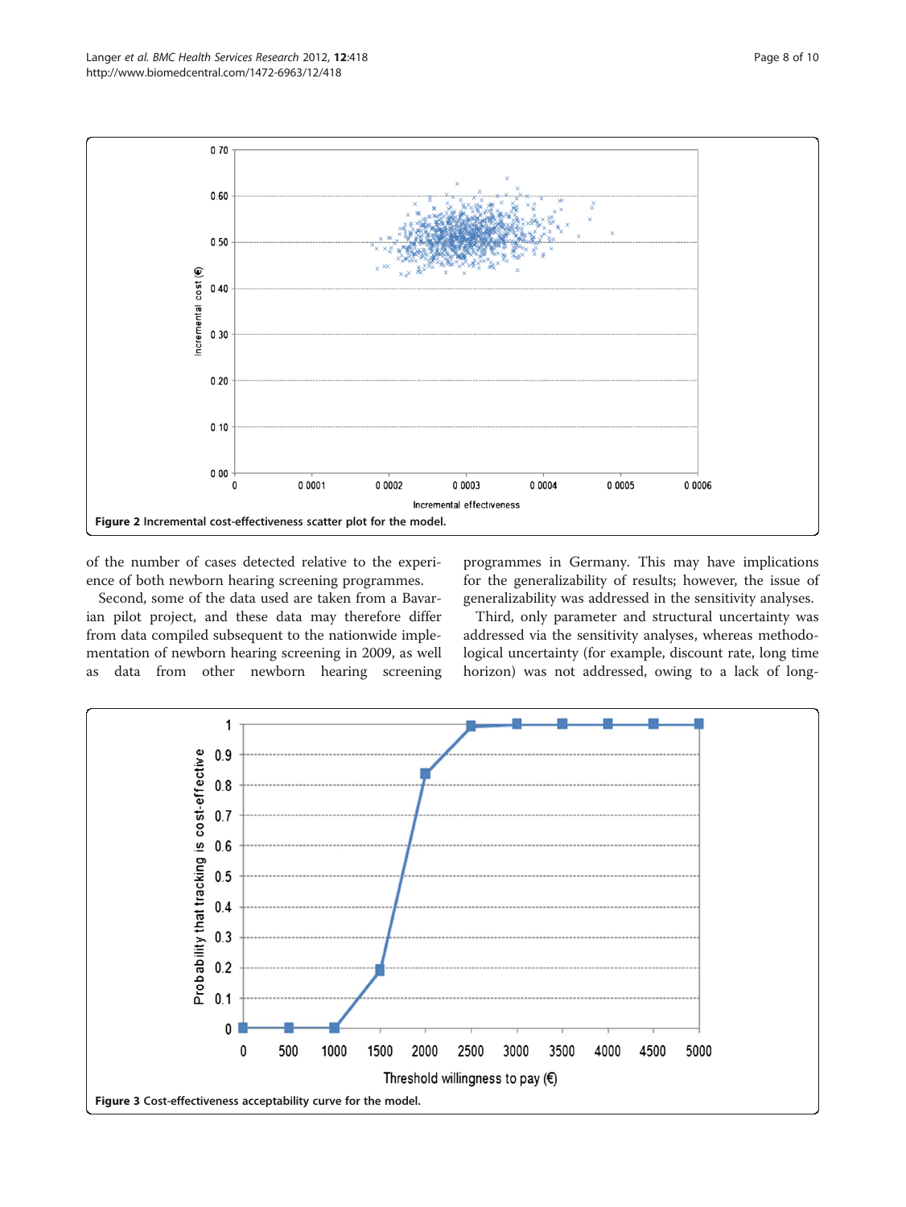Figure 2 Incremental cost-effectiveness scatter plot for the model.

of the number of cases detected relative to the experience of both newborn hearing screening programmes.

Second, some of the data used are taken from a Bavarian pilot project, and these data may therefore differ from data compiled subsequent to the nationwide implementation of newborn hearing screening in 2009, as well as data from other newborn hearing screening programmes in Germany. This may have implications for the generalizability of results; however, the issue of generalizability was addressed in the sensitivity analyses.

Third, only parameter and structural uncertainty was addressed via the sensitivity analyses, whereas methodological uncertainty (for example, discount rate, long time horizon) was not addressed, owing to a lack of long-

Figure 3 Cost-effectiveness acceptability curve for the model.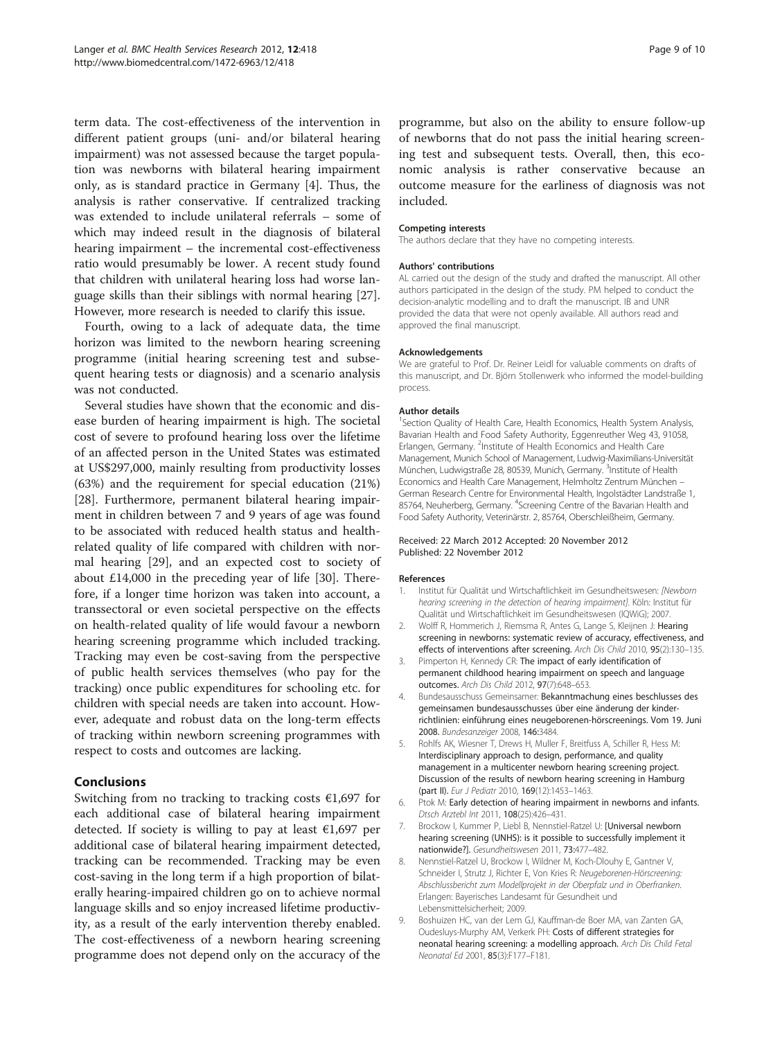term data. The cost-effectiveness of the intervention in different patient groups (uni- and/or bilateral hearing impairment) was not assessed because the target population was newborns with bilateral hearing impairment only, as is standard practice in Germany [4]. Thus, the analysis is rather conservative. If centralized tracking was extended to include unilateral referrals – some of which may indeed result in the diagnosis of bilateral hearing impairment – the incremental cost-effectiveness ratio would presumably be lower. A recent study found that children with unilateral hearing loss had worse language skills than their siblings with normal hearing [27]. However, more research is needed to clarify this issue.

Fourth, owing to a lack of adequate data, the time horizon was limited to the newborn hearing screening programme (initial hearing screening test and subsequent hearing tests or diagnosis) and a scenario analysis was not conducted.

Several studies have shown that the economic and disease burden of hearing impairment is high. The societal cost of severe to profound hearing loss over the lifetime of an affected person in the United States was estimated at US$297,000, mainly resulting from productivity losses (63%) and the requirement for special education (21%) [28]. Furthermore, permanent bilateral hearing impairment in children between 7 and 9 years of age was found to be associated with reduced health status and health-related quality of life compared with children with normal hearing [29], and an expected cost to society of about £14,000 in the preceding year of life [30]. Therefore, if a longer time horizon was taken into account, a transsectoral or even societal perspective on the effects on health-related quality of life would favour a newborn hearing screening programme which included tracking. Tracking may even be cost-saving from the perspective of public health services themselves (who pay for the tracking) once public expenditures for schooling etc. for children with special needs are taken into account. However, adequate and robust data on the long-term effects of tracking within newborn screening programmes with respect to costs and outcomes are lacking.

## Conclusions

Switching from no tracking to tracking costs €1,697 for each additional case of bilateral hearing impairment detected. If society is willing to pay at least €1,697 per additional case of bilateral hearing impairment detected, tracking can be recommended. Tracking may be even cost-saving in the long term if a high proportion of bilaterally hearing-impaired children go on to achieve normal language skills and so enjoy increased lifetime productivity, as a result of the early intervention thereby enabled. The cost-effectiveness of a newborn hearing screening programme does not depend only on the accuracy of the programme, but also on the ability to ensure follow-up of newborns that do not pass the initial hearing screening test and subsequent tests. Overall, then, this economic analysis is rather conservative because an outcome measure for the earliness of diagnosis was not included.

#### Competing interests

The authors declare that they have no competing interests.

#### Authors' contributions

AL carried out the design of the study and drafted the manuscript. All other authors participated in the design of the study. PM helped to conduct the decision-analytic modelling and to draft the manuscript. IB and UNR provided the data that were not openly available. All authors read and approved the final manuscript.

#### Acknowledgements

We are grateful to Prof. Dr. Reiner Leidl for valuable comments on drafts of this manuscript, and Dr. Björn Stollenwerk who informed the model-building process.

#### Author details

[1]Section Quality of Health Care, Health Economics, Health System Analysis, Bavarian Health and Food Safety Authority, Eggenreuther Weg 43, 91058, Erlangen, Germany. [2]Institute of Health Economics and Health Care Management, Munich School of Management, Ludwig-Maximilians-Universität München, Ludwigstraße 28, 80539, Munich, Germany. [3]Institute of Health Economics and Health Care Management, Helmholtz Zentrum München – German Research Centre for Environmental Health, Ingolstädter Landstraße 1, 85764, Neuherberg, Germany. [4]Screening Centre of the Bavarian Health and Food Safety Authority, Veterinärstr. 2, 85764, Oberschleißheim, Germany.

Received: 22 March 2012 Accepted: 20 November 2012
Published: 22 November 2012

#### References

1. Institut für Qualität und Wirtschaftlichkeit im Gesundheitswesen: *[Newborn hearing screening in the detection of hearing impairment]*. Köln: Institut für Qualität und Wirtschaftlichkeit im Gesundheitswesen (IQWiG); 2007.
2. Wolff R, Hommerich J, Riemsma R, Antes G, Lange S, Kleijnen J: **Hearing screening in newborns: systematic review of accuracy, effectiveness, and effects of interventions after screening.** *Arch Dis Child* 2010, **95**(2):130–135.
3. Pimperton H, Kennedy CR: **The impact of early identification of permanent childhood hearing impairment on speech and language outcomes.** *Arch Dis Child* 2012, **97**(7):648–653.
4. Bundesausschuss Gemeinsamer: **Bekanntmachung eines beschlusses des gemeinsamen bundesausschusses über eine änderung der kinder-richtlinien: einführung eines neugeborenen-hörscreenings. Vom 19. Juni 2008.** *Bundesanzeiger* 2008, **146**:3484.
5. Rohlfs AK, Wiesner T, Drews H, Muller F, Breitfuss A, Schiller R, Hess M: **Interdisciplinary approach to design, performance, and quality management in a multicenter newborn hearing screening project. Discussion of the results of newborn hearing screening in Hamburg (part II).** *Eur J Pediatr* 2010, **169**(12):1453–1463.
6. Ptok M: **Early detection of hearing impairment in newborns and infants.** *Dtsch Arztebl Int* 2011, **108**(25):426–431.
7. Brockow I, Kummer P, Liebl B, Nennstiel-Ratzel U: **[Universal newborn hearing screening (UNHS): is it possible to successfully implement it nationwide?].** *Gesundheitswesen* 2011, **73**:477–482.
8. Nennstiel-Ratzel U, Brockow I, Wildner M, Koch-Dlouhy E, Gantner V, Schneider I, Strutz J, Richter E, Von Kries R: *Neugeborenen-Hörscreening: Abschlussbericht zum Modellprojekt in der Oberpfalz und in Oberfranken.* Erlangen: Bayerisches Landesamt für Gesundheit und Lebensmittelsicherheit; 2009.
9. Boshuizen HC, van der Lem GJ, Kauffman-de Boer MA, van Zanten GA, Oudesluys-Murphy AM, Verkerk PH: **Costs of different strategies for neonatal hearing screening: a modelling approach.** *Arch Dis Child Fetal Neonatal Ed* 2001, **85**(3):F177–F181.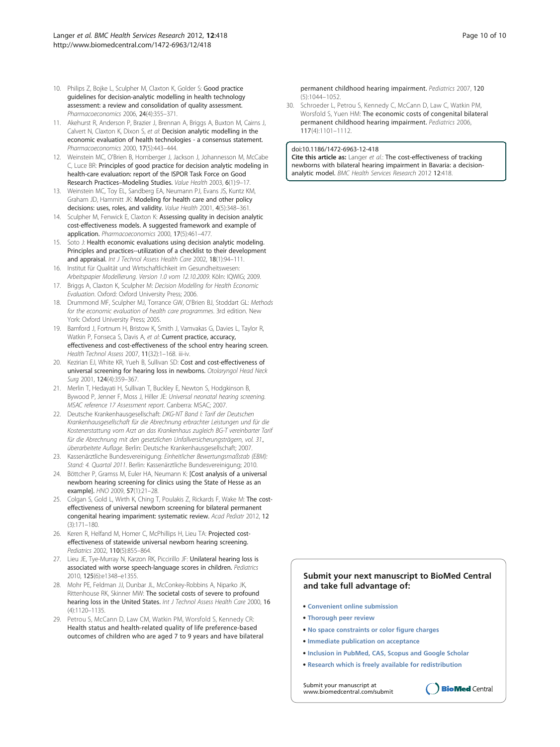10. Philips Z, Bojke L, Sculpher M, Claxton K, Golder S: Good practice guidelines for decision-analytic modelling in health technology assessment: a review and consolidation of quality assessment. *Pharmacoeconomics* 2006, **24**(4):355–371.
11. Akehurst R, Anderson P, Brazier J, Brennan A, Briggs A, Buxton M, Cairns J, Calvert N, Claxton K, Dixon S, *et al*: Decision analytic modelling in the economic evaluation of health technologies - a consensus statement. *Pharmacoeconomics* 2000, **17**(5):443–444.
12. Weinstein MC, O'Brien B, Hornberger J, Jackson J, Johannesson M, McCabe C, Luce BR: Principles of good practice for decision analytic modeling in health-care evaluation: report of the ISPOR Task Force on Good Research Practices–Modeling Studies. *Value Health* 2003, **6**(1):9–17.
13. Weinstein MC, Toy EL, Sandberg EA, Neumann PJ, Evans JS, Kuntz KM, Graham JD, Hammitt JK: Modeling for health care and other policy decisions: uses, roles, and validity. *Value Health* 2001, **4**(5):348–361.
14. Sculpher M, Fenwick E, Claxton K: Assessing quality in decision analytic cost-effectiveness models. A suggested framework and example of application. *Pharmacoeconomics* 2000, **17**(5):461–477.
15. Soto J: Health economic evaluations using decision analytic modeling. Principles and practices--utilization of a checklist to their development and appraisal. *Int J Technol Assess Health Care* 2002, **18**(1):94–111.
16. Institut für Qualität und Wirtschaftlichkeit im Gesundheitswesen: *Arbeitspapier Modellierung. Version 1.0 vom 12.10.2009*. Köln: IQWIG; 2009.
17. Briggs A, Claxton K, Sculpher M: *Decision Modelling for Health Economic Evaluation*. Oxford: Oxford University Press; 2006.
18. Drummond MF, Sculpher MJ, Torrance GW, O'Brien BJ, Stoddart GL: *Methods for the economic evaluation of health care programmes*. 3rd edition. New York: Oxford University Press; 2005.
19. Bamford J, Fortnum H, Bristow K, Smith J, Vamvakas G, Davies L, Taylor R, Watkin P, Fonseca S, Davis A, *et al*: Current practice, accuracy, effectiveness and cost-effectiveness of the school entry hearing screen. *Health Technol Assess* 2007, **11**(32):1–168. iii-iv.
20. Kezirian EJ, White KR, Yueh B, Sullivan SD: Cost and cost-effectiveness of universal screening for hearing loss in newborns. *Otolaryngol Head Neck Surg* 2001, **124**(4):359–367.
21. Merlin T, Hedayati H, Sullivan T, Buckley E, Newton S, Hodgkinson B, Bywood P, Jenner F, Moss J, Hiller JE: *Universal neonatal hearing screening. MSAC reference 17 Assessment report*. Canberra: MSAC; 2007.
22. Deutsche Krankenhausgesellschaft: *DKG-NT Band I: Tarif der Deutschen Krankenhausgesellschaft für die Abrechnung erbrachter Leistungen und für die Kostenerstattung vom Arzt an das Krankenhaus zugleich BG-T vereinbarter Tarif für die Abrechnung mit den gesetzlichen Unfallversicherungsträgern, vol. 31., überarbeitete Auflage*. Berlin: Deutsche Krankenhausgesellschaft; 2007.
23. Kassenärztliche Bundesvereinigung: *Einheitlicher Bewertungsmaßstab (EBM): Stand: 4. Quartal 2011*. Berlin: Kassenärztliche Bundesvereinigung; 2010.
24. Böttcher P, Gramss M, Euler HA, Neumann K: [Cost analysis of a universal newborn hearing screening for clinics using the State of Hesse as an example]. *HNO* 2009, **57**(1):21–28.
25. Colgan S, Gold L, Wirth K, Ching T, Poulakis Z, Rickards F, Wake M: The cost-effectiveness of universal newborn screening for bilateral permanent congenital hearing impariment: systematic review. *Acad Pediatr* 2012, **12** (3):171–180.
26. Keren R, Helfand M, Homer C, McPhillips H, Lieu TA: Projected cost-effectiveness of statewide universal newborn hearing screening. *Pediatrics* 2002, **110**(5):855–864.
27. Lieu JE, Tye-Murray N, Karzon RK, Piccirillo JF: Unilateral hearing loss is associated with worse speech-language scores in children. *Pediatrics* 2010, **125**(6):e1348–e1355.
28. Mohr PE, Feldman JJ, Dunbar JL, McConkey-Robbins A, Niparko JK, Rittenhouse RK, Skinner MW: The societal costs of severe to profound hearing loss in the United States. *Int J Technol Assess Health Care* 2000, **16** (4):1120–1135.
29. Petrou S, McCann D, Law CM, Watkin PM, Worsfold S, Kennedy CR: Health status and health-related quality of life preference-based outcomes of children who are aged 7 to 9 years and have bilateral permanent childhood hearing impairment. *Pediatrics* 2007, **120** (5):1044–1052.
30. Schroeder L, Petrou S, Kennedy C, McCann D, Law C, Watkin PM, Worsfold S, Yuen HM: The economic costs of congenital bilateral permanent childhood hearing impairment. *Pediatrics* 2006, **117**(4):1101–1112.

doi:10.1186/1472-6963-12-418

**Cite this article as:** Langer *et al.*: The cost-effectiveness of tracking newborns with bilateral hearing impairment in Bavaria: a decision-analytic model. *BMC Health Services Research* 2012 **12**:418.

**Submit your next manuscript to BioMed Central and take full advantage of:**

- **Convenient online submission**
- **Thorough peer review**
- **No space constraints or color figure charges**
- **Immediate publication on acceptance**
- **Inclusion in PubMed, CAS, Scopus and Google Scholar**
- **Research which is freely available for redistribution**

Submit your manuscript at
www.biomedcentral.com/submit

BioMed Central